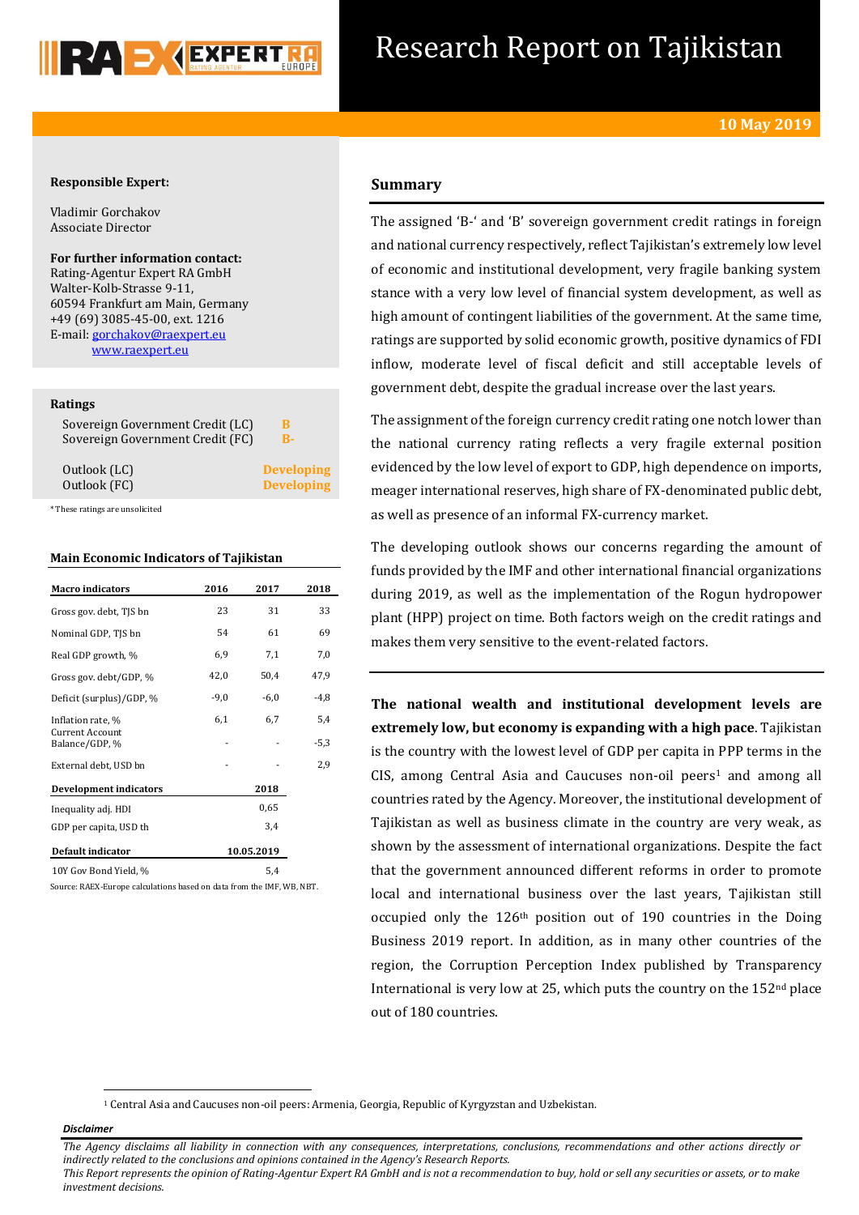# Research Report on Tajikistan

**10 May 2019**

**Responsible Expert:**

Vladimir Gorchakov
Associate Director

**For further information contact:**
Rating-Agentur Expert RA GmbH
Walter-Kolb-Strasse 9-11,
60594 Frankfurt am Main, Germany
+49 (69) 3085-45-00, ext. 1216
E-mail: gorchakov@raexpert.eu
www.raexpert.eu

**Ratings**

| | |
|---|---|
| Sovereign Government Credit (LC) | B |
| Sovereign Government Credit (FC) | B- |
| Outlook (LC) | Developing |
| Outlook (FC) | Developing |

*These ratings are unsolicited

**Main Economic Indicators of Tajikistan**

| Macro indicators | 2016 | 2017 | 2018 |
|---|---|---|---|
| Gross gov. debt, TJS bn | 23 | 31 | 33 |
| Nominal GDP, TJS bn | 54 | 61 | 69 |
| Real GDP growth, % | 6,9 | 7,1 | 7,0 |
| Gross gov. debt/GDP, % | 42,0 | 50,4 | 47,9 |
| Deficit (surplus)/GDP, % | -9,0 | -6,0 | -4,8 |
| Inflation rate, % | 6,1 | 6,7 | 5,4 |
| Current Account Balance/GDP, % | - | - | -5,3 |
| External debt, USD bn | - | - | 2,9 |
| **Development indicators** | | | **2018** |
| Inequality adj. HDI | | | 0,65 |
| GDP per capita, USD th | | | 3,4 |
| **Default indicator** | | | **10.05.2019** |
| 10Y Gov Bond Yield, % | | | 5,4 |

Source: RAEX-Europe calculations based on data from the IMF, WB, NBT.

## Summary

The assigned 'B-' and 'B' sovereign government credit ratings in foreign and national currency respectively, reflect Tajikistan's extremely low level of economic and institutional development, very fragile banking system stance with a very low level of financial system development, as well as high amount of contingent liabilities of the government. At the same time, ratings are supported by solid economic growth, positive dynamics of FDI inflow, moderate level of fiscal deficit and still acceptable levels of government debt, despite the gradual increase over the last years.

The assignment of the foreign currency credit rating one notch lower than the national currency rating reflects a very fragile external position evidenced by the low level of export to GDP, high dependence on imports, meager international reserves, high share of FX-denominated public debt, as well as presence of an informal FX-currency market.

The developing outlook shows our concerns regarding the amount of funds provided by the IMF and other international financial organizations during 2019, as well as the implementation of the Rogun hydropower plant (HPP) project on time. Both factors weigh on the credit ratings and makes them very sensitive to the event-related factors.

**The national wealth and institutional development levels are extremely low, but economy is expanding with a high pace**. Tajikistan is the country with the lowest level of GDP per capita in PPP terms in the CIS, among Central Asia and Caucuses non-oil peers[1] and among all countries rated by the Agency. Moreover, the institutional development of Tajikistan as well as business climate in the country are very weak, as shown by the assessment of international organizations. Despite the fact that the government announced different reforms in order to promote local and international business over the last years, Tajikistan still occupied only the 126th position out of 190 countries in the Doing Business 2019 report. In addition, as in many other countries of the region, the Corruption Perception Index published by Transparency International is very low at 25, which puts the country on the 152nd place out of 180 countries.

[1] Central Asia and Caucuses non-oil peers: Armenia, Georgia, Republic of Kyrgyzstan and Uzbekistan.

*Disclaimer*

*The Agency disclaims all liability in connection with any consequences, interpretations, conclusions, recommendations and other actions directly or indirectly related to the conclusions and opinions contained in the Agency's Research Reports.*
*This Report represents the opinion of Rating-Agentur Expert RA GmbH and is not a recommendation to buy, hold or sell any securities or assets, or to make investment decisions.*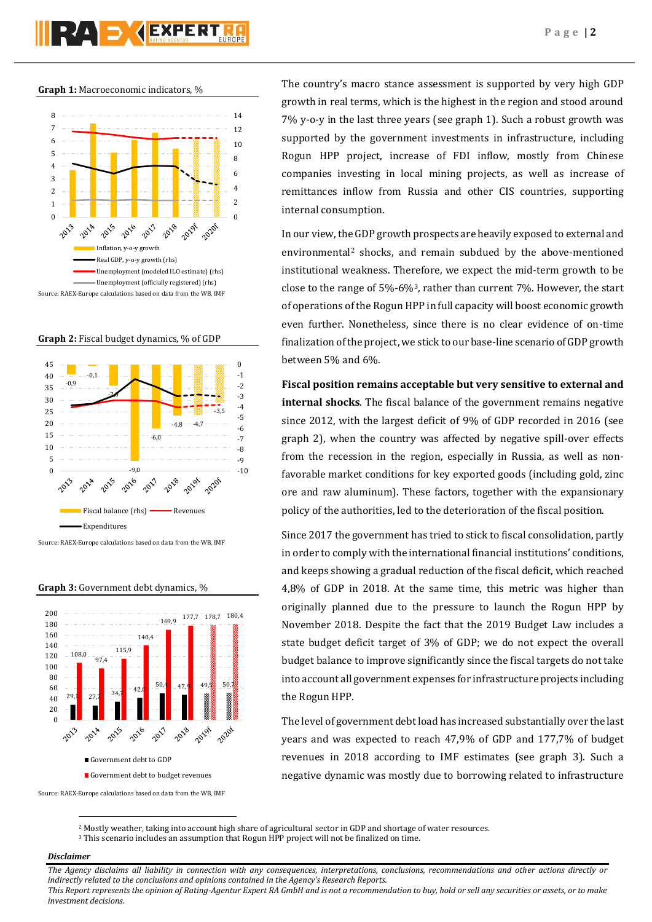**Graph 1:** Macroeconomic indicators, %

Source: RAEX-Europe calculations based on data from the WB, IMF

**Graph 2:** Fiscal budget dynamics, % of GDP

Source: RAEX-Europe calculations based on data from the WB, IMF

**Graph 3:** Government debt dynamics, %

Source: RAEX-Europe calculations based on data from the WB, IMF

The country's macro stance assessment is supported by very high GDP growth in real terms, which is the highest in the region and stood around 7% y-o-y in the last three years (see graph 1). Such a robust growth was supported by the government investments in infrastructure, including Rogun HPP project, increase of FDI inflow, mostly from Chinese companies investing in local mining projects, as well as increase of remittances inflow from Russia and other CIS countries, supporting internal consumption.

In our view, the GDP growth prospects are heavily exposed to external and environmental[2] shocks, and remain subdued by the above-mentioned institutional weakness. Therefore, we expect the mid-term growth to be close to the range of 5%-6%[3], rather than current 7%. However, the start of operations of the Rogun HPP in full capacity will boost economic growth even further. Nonetheless, since there is no clear evidence of on-time finalization of the project, we stick to our base-line scenario of GDP growth between 5% and 6%.

**Fiscal position remains acceptable but very sensitive to external and internal shocks**. The fiscal balance of the government remains negative since 2012, with the largest deficit of 9% of GDP recorded in 2016 (see graph 2), when the country was affected by negative spill-over effects from the recession in the region, especially in Russia, as well as non-favorable market conditions for key exported goods (including gold, zinc ore and raw aluminum). These factors, together with the expansionary policy of the authorities, led to the deterioration of the fiscal position.

Since 2017 the government has tried to stick to fiscal consolidation, partly in order to comply with the international financial institutions' conditions, and keeps showing a gradual reduction of the fiscal deficit, which reached 4,8% of GDP in 2018. At the same time, this metric was higher than originally planned due to the pressure to launch the Rogun HPP by November 2018. Despite the fact that the 2019 Budget Law includes a state budget deficit target of 3% of GDP; we do not expect the overall budget balance to improve significantly since the fiscal targets do not take into account all government expenses for infrastructure projects including the Rogun HPP.

The level of government debt load has increased substantially over the last years and was expected to reach 47,9% of GDP and 177,7% of budget revenues in 2018 according to IMF estimates (see graph 3). Such a negative dynamic was mostly due to borrowing related to infrastructure

[2] Mostly weather, taking into account high share of agricultural sector in GDP and shortage of water resources.
[3] This scenario includes an assumption that Rogun HPP project will not be finalized on time.

***Disclaimer***

*The Agency disclaims all liability in connection with any consequences, interpretations, conclusions, recommendations and other actions directly or indirectly related to the conclusions and opinions contained in the Agency's Research Reports.*
*This Report represents the opinion of Rating-Agentur Expert RA GmbH and is not a recommendation to buy, hold or sell any securities or assets, or to make investment decisions.*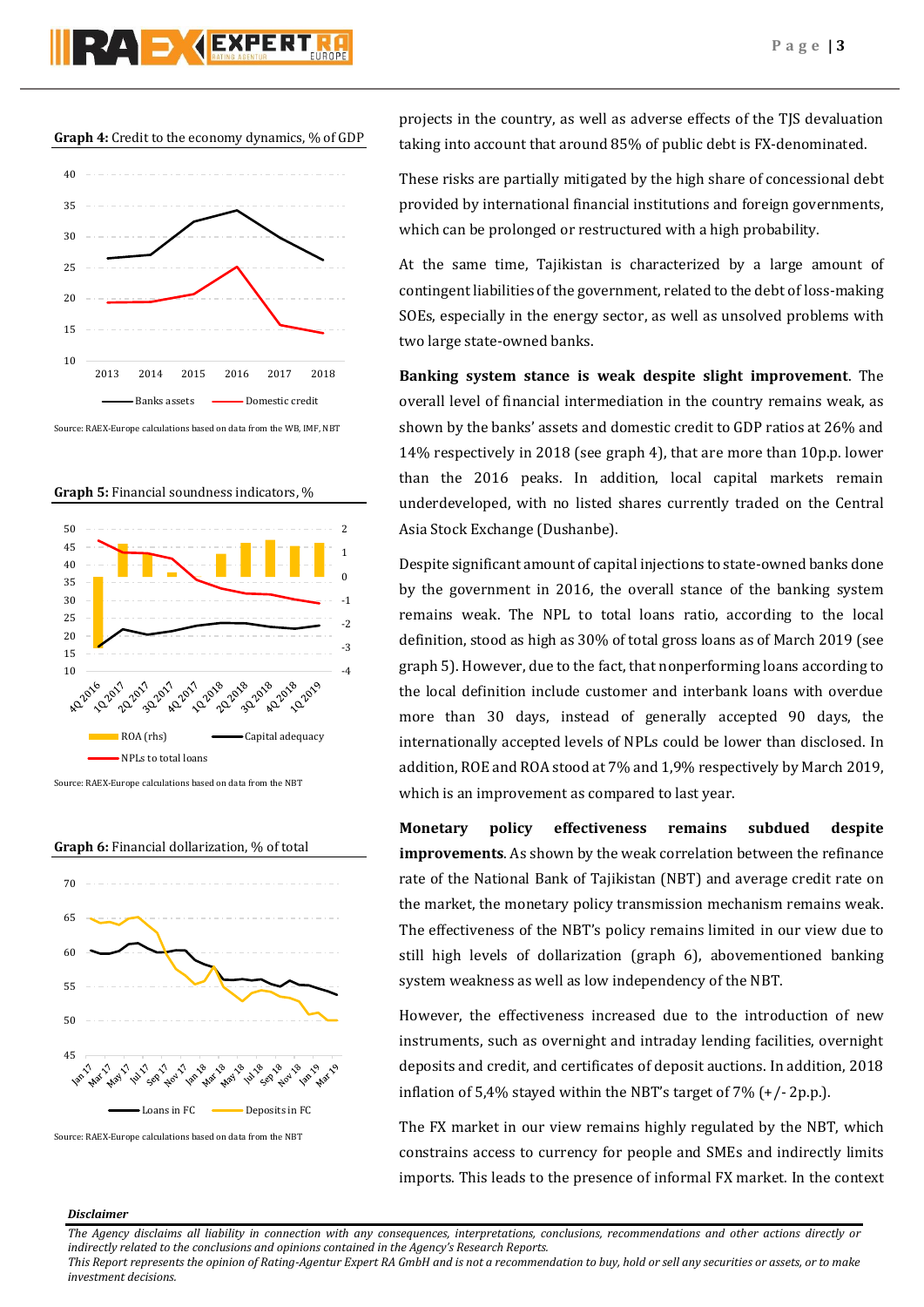**Graph 4:** Credit to the economy dynamics, % of GDP

Source: RAEX-Europe calculations based on data from the WB, IMF, NBT

**Graph 5:** Financial soundness indicators, %

Source: RAEX-Europe calculations based on data from the NBT

**Graph 6:** Financial dollarization, % of total

Source: RAEX-Europe calculations based on data from the NBT

projects in the country, as well as adverse effects of the TJS devaluation taking into account that around 85% of public debt is FX-denominated.

These risks are partially mitigated by the high share of concessional debt provided by international financial institutions and foreign governments, which can be prolonged or restructured with a high probability.

At the same time, Tajikistan is characterized by a large amount of contingent liabilities of the government, related to the debt of loss-making SOEs, especially in the energy sector, as well as unsolved problems with two large state-owned banks.

**Banking system stance is weak despite slight improvement**. The overall level of financial intermediation in the country remains weak, as shown by the banks' assets and domestic credit to GDP ratios at 26% and 14% respectively in 2018 (see graph 4), that are more than 10p.p. lower than the 2016 peaks. In addition, local capital markets remain underdeveloped, with no listed shares currently traded on the Central Asia Stock Exchange (Dushanbe).

Despite significant amount of capital injections to state-owned banks done by the government in 2016, the overall stance of the banking system remains weak. The NPL to total loans ratio, according to the local definition, stood as high as 30% of total gross loans as of March 2019 (see graph 5). However, due to the fact, that nonperforming loans according to the local definition include customer and interbank loans with overdue more than 30 days, instead of generally accepted 90 days, the internationally accepted levels of NPLs could be lower than disclosed. In addition, ROE and ROA stood at 7% and 1,9% respectively by March 2019, which is an improvement as compared to last year.

**Monetary policy effectiveness remains subdued despite improvements**. As shown by the weak correlation between the refinance rate of the National Bank of Tajikistan (NBT) and average credit rate on the market, the monetary policy transmission mechanism remains weak. The effectiveness of the NBT's policy remains limited in our view due to still high levels of dollarization (graph 6), abovementioned banking system weakness as well as low independency of the NBT.

However, the effectiveness increased due to the introduction of new instruments, such as overnight and intraday lending facilities, overnight deposits and credit, and certificates of deposit auctions. In addition, 2018 inflation of 5,4% stayed within the NBT's target of 7% (+/- 2p.p.).

The FX market in our view remains highly regulated by the NBT, which constrains access to currency for people and SMEs and indirectly limits imports. This leads to the presence of informal FX market. In the context

***Disclaimer***

*The Agency disclaims all liability in connection with any consequences, interpretations, conclusions, recommendations and other actions directly or indirectly related to the conclusions and opinions contained in the Agency's Research Reports.*
*This Report represents the opinion of Rating-Agentur Expert RA GmbH and is not a recommendation to buy, hold or sell any securities or assets, or to make investment decisions.*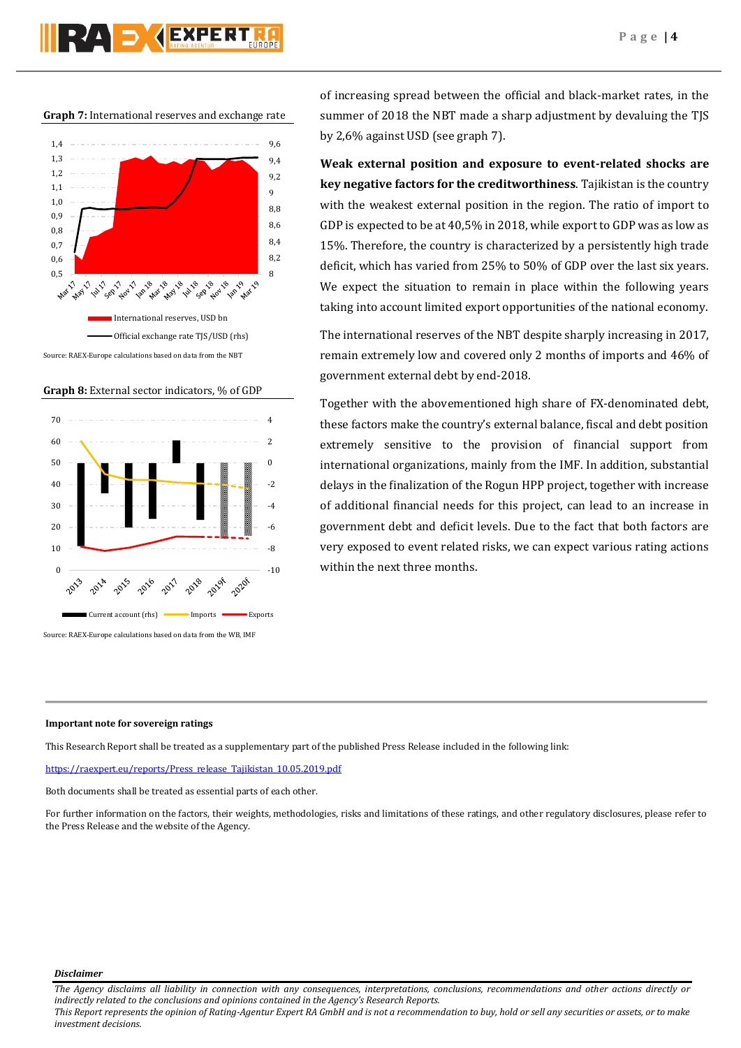**Graph 7:** International reserves and exchange rate

1,4
1,3
1,2
1,1
1,0
0,9
0,8
0,7
0,6
0,5

9,6
9,4
9,2
9
8,8
8,6
8,4
8,2
8

Mar 17, May 17, Jul 17, Sep 17, Nov 17, Jan 18, Mar 18, May 18, Jul 18, Sep 18, Nov 18, Jan 19, Mar 19

International reserves, USD bn

Official exchange rate TJS/USD (rhs)

Source: RAEX-Europe calculations based on data from the NBT

**Graph 8:** External sector indicators, % of GDP

70
60
50
40
30
20
10
0

4
2
0
-2
-4
-6
-8
-10

2013, 2014, 2015, 2016, 2017, 2018, 2019f, 2020f

Current account (rhs) Imports Exports

Source: RAEX-Europe calculations based on data from the WB, IMF

of increasing spread between the official and black-market rates, in the summer of 2018 the NBT made a sharp adjustment by devaluing the TJS by 2,6% against USD (see graph 7).

**Weak external position and exposure to event-related shocks are key negative factors for the creditworthiness**. Tajikistan is the country with the weakest external position in the region. The ratio of import to GDP is expected to be at 40,5% in 2018, while export to GDP was as low as 15%. Therefore, the country is characterized by a persistently high trade deficit, which has varied from 25% to 50% of GDP over the last six years. We expect the situation to remain in place within the following years taking into account limited export opportunities of the national economy.

The international reserves of the NBT despite sharply increasing in 2017, remain extremely low and covered only 2 months of imports and 46% of government external debt by end-2018.

Together with the abovementioned high share of FX-denominated debt, these factors make the country's external balance, fiscal and debt position extremely sensitive to the provision of financial support from international organizations, mainly from the IMF. In addition, substantial delays in the finalization of the Rogun HPP project, together with increase of additional financial needs for this project, can lead to an increase in government debt and deficit levels. Due to the fact that both factors are very exposed to event related risks, we can expect various rating actions within the next three months.

**Important note for sovereign ratings**

This Research Report shall be treated as a supplementary part of the published Press Release included in the following link:

https://raexpert.eu/reports/Press_release_Tajikistan_10.05.2019.pdf

Both documents shall be treated as essential parts of each other.

For further information on the factors, their weights, methodologies, risks and limitations of these ratings, and other regulatory disclosures, please refer to the Press Release and the website of the Agency.

***Disclaimer***

*The Agency disclaims all liability in connection with any consequences, interpretations, conclusions, recommendations and other actions directly or indirectly related to the conclusions and opinions contained in the Agency's Research Reports.*
*This Report represents the opinion of Rating-Agentur Expert RA GmbH and is not a recommendation to buy, hold or sell any securities or assets, or to make investment decisions.*